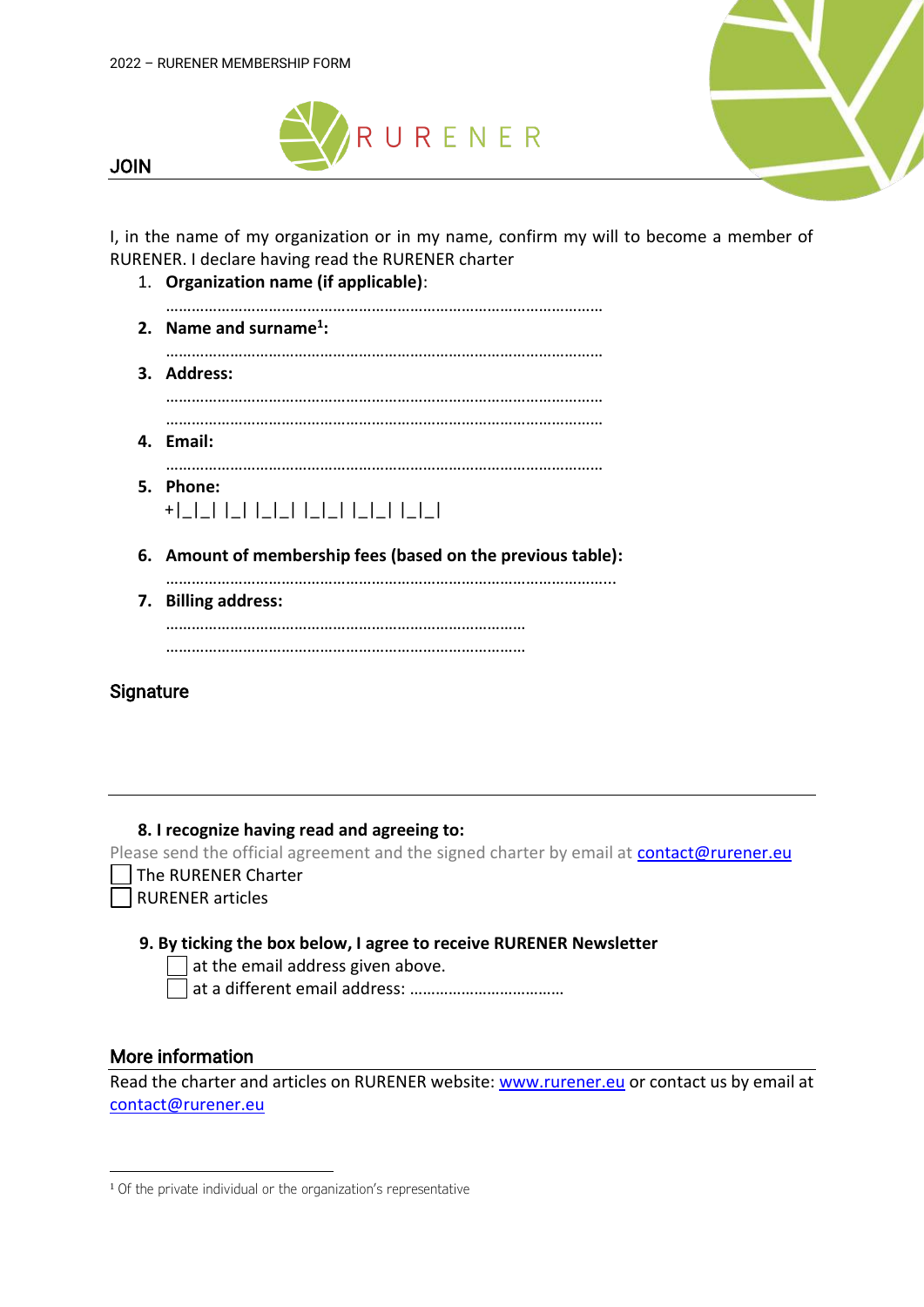2022 – RURENER MEMBERSHIP FORM

RURENER

## JOIN

I, in the name of my organization or in my name, confirm my will to become a member of RURENER. I declare having read the RURENER charter

1. **Organization name (if applicable)**:

   …………………………………………………………………………………………

2. **Name and surname[1]:**

   …………………………………………………………………………………………

3. **Address:**

   …………………………………………………………………………………………

   …………………………………………………………………………………………

4. **Email:**

   …………………………………………………………………………………………

5. **Phone:**

   +|_|_| |_| |_|_| |_|_| |_|_| |_|_|

6. **Amount of membership fees (based on the previous table):**

   …………………………………………………………………………………………..

7. **Billing address:**

   …………………………………………………………………………

   …………………………………………………………………………

## Signature

8. **I recognize having read and agreeing to:**

Please send the official agreement and the signed charter by email at contact@rurener.eu

☐ The RURENER Charter

☐ RURENER articles

9. **By ticking the box below, I agree to receive RURENER Newsletter**

   ☐ at the email address given above.

   ☐ at a different email address: ………………………………

## More information

Read the charter and articles on RURENER website: www.rurener.eu or contact us by email at contact@rurener.eu

[1] Of the private individual or the organization's representative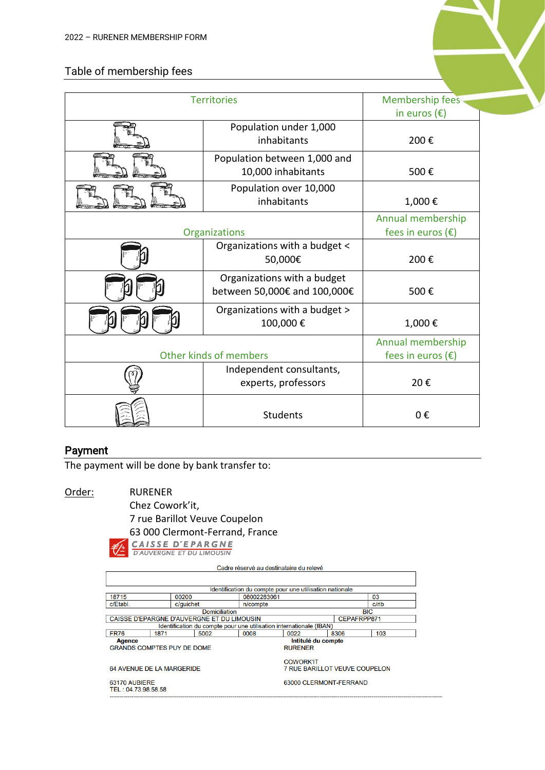## Table of membership fees

| Territories | | Membership fees in euros (€) |
|---|---|---|
| | Population under 1,000 inhabitants | 200 € |
| | Population between 1,000 and 10,000 inhabitants | 500 € |
| | Population over 10,000 inhabitants | 1,000 € |
| Organizations | | Annual membership fees in euros (€) |
| | Organizations with a budget < 50,000€ | 200 € |
| | Organizations with a budget between 50,000€ and 100,000€ | 500 € |
| | Organizations with a budget > 100,000 € | 1,000 € |
| Other kinds of members | | Annual membership fees in euros (€) |
| | Independent consultants, experts, professors | 20 € |
| | Students | 0 € |

## Payment

The payment will be done by bank transfer to:

Order: RURENER
Chez Cowork'it,
7 rue Barillot Veuve Coupelon
63 000 Clermont-Ferrand, France

CAISSE D'EPARGNE
D'AUVERGNE ET DU LIMOUSIN

Cadre réservé au destinataire du relevé

Identification du compte pour une utilisation nationale

| | | | |
|---|---|---|---|
| 18715 | 00200 | 08002283061 | 03 |
| c/Etabl. | c/guichet | n/compte | c/rib |

| Domiciliation | BIC |
|---|---|
| CAISSE D'EPARGNE D'AUVERGNE ET DU LIMOUSIN | CEPAFRPP871 |

Identification du compte pour une utilisation internationale (IBAN)

| | | | | | | |
|---|---|---|---|---|---|---|
| FR76 | 1871 | 5002 | 0008 | 0022 | 8306 | 103 |

**Agence**
GRANDS COMPTES PUY DE DOME

64 AVENUE DE LA MARGERIDE

63170 AUBIERE
TEL : 04.73.98.58.58

**Intitulé du compte**
RURENER

COWORK'IT
7 RUE BARILLOT VEUVE COUPELON

63000 CLERMONT-FERRAND